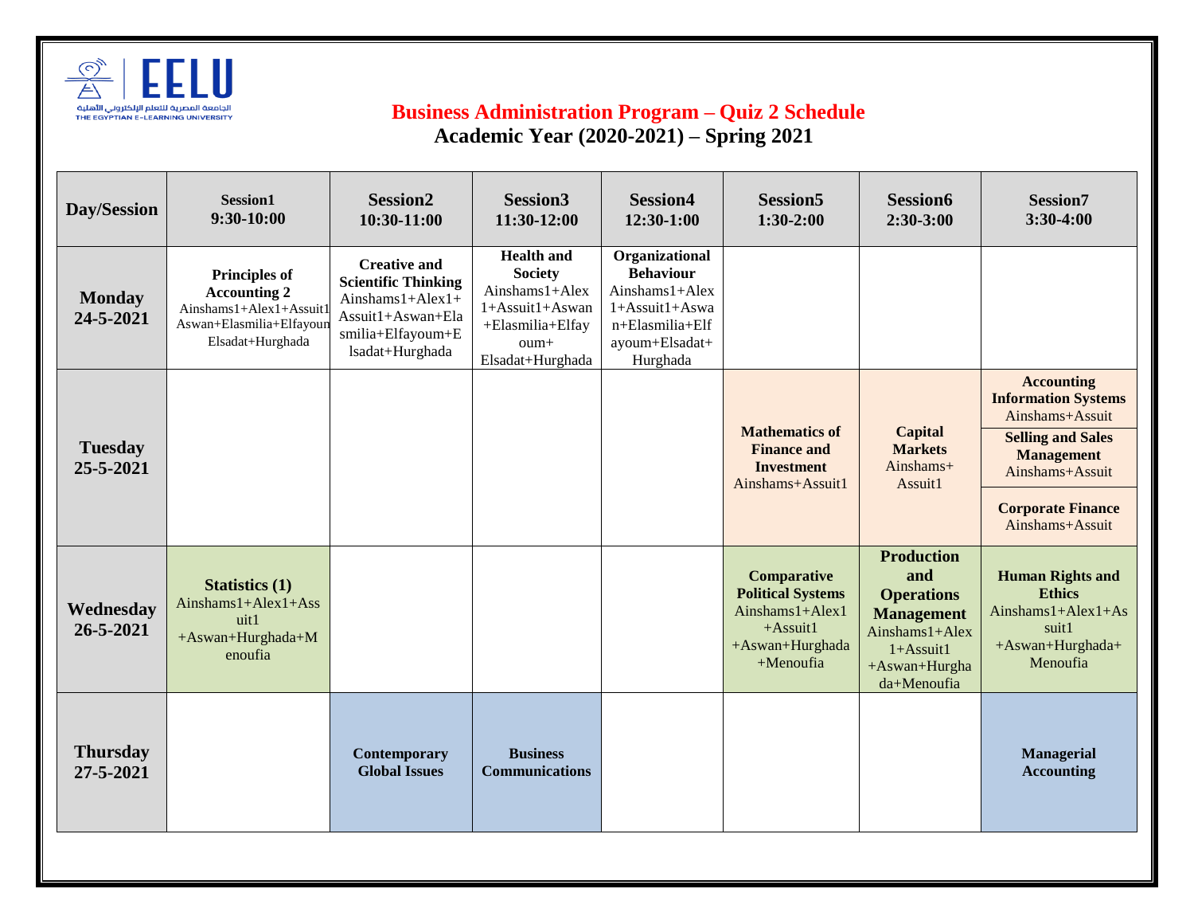# Business Administration Program – Quiz 2 Schedule

## Academic Year (2020-2021) – Spring 2021

| Day/Session | Session1 9:30-10:00 | Session2 10:30-11:00 | Session3 11:30-12:00 | Session4 12:30-1:00 | Session5 1:30-2:00 | Session6 2:30-3:00 | Session7 3:30-4:00 |
|---|---|---|---|---|---|---|---|
| **Monday 24-5-2021** | **Principles of Accounting 2** Ainshams1+Alex1+Assuit1 Aswan+Elasmilia+Elfayoun Elsadat+Hurghada | **Creative and Scientific Thinking** Ainshams1+Alex1+ Assuit1+Aswan+Elasmilia+Elfayoum+Elsadat+Hurghada | **Health and Society** Ainshams1+Alex1+Assuit1+Aswan+Elasmilia+Elfayoum+ Elsadat+Hurghada | **Organizational Behaviour** Ainshams1+Alex1+Assuit1+Aswan+Elasmilia+Elfayoum+Elsadat+ Hurghada | | | |
| **Tuesday 25-5-2021** | | | | | **Mathematics of Finance and Investment** Ainshams+Assuit1 | **Capital Markets** Ainshams+ Assuit1 | **Accounting Information Systems** Ainshams+Assuit<br>**Selling and Sales Management** Ainshams+Assuit<br>**Corporate Finance** Ainshams+Assuit |
| **Wednesday 26-5-2021** | **Statistics (1)** Ainshams1+Alex1+Assuit1 +Aswan+Hurghada+Menoufia | | | | **Comparative Political Systems** Ainshams1+Alex1 +Assuit1 +Aswan+Hurghada +Menoufia | **Production and Operations Management** Ainshams1+Alex1+Assuit1 +Aswan+Hurghada+Menoufia | **Human Rights and Ethics** Ainshams1+Alex1+Assuit1 +Aswan+Hurghada+ Menoufia |
| **Thursday 27-5-2021** | | **Contemporary Global Issues** | **Business Communications** | | | | **Managerial Accounting** |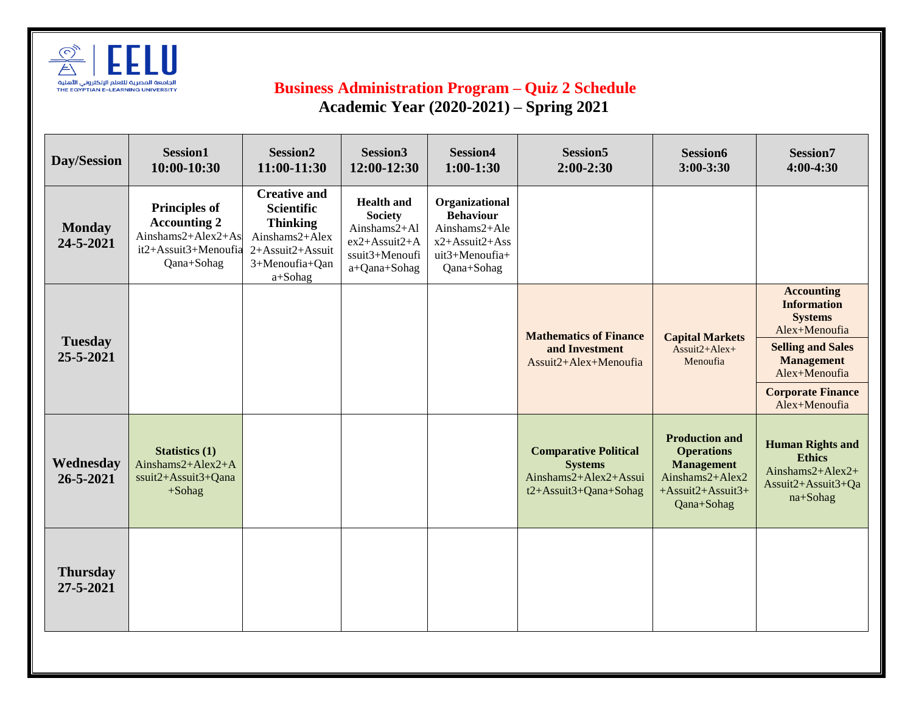# Business Administration Program – Quiz 2 Schedule

## Academic Year (2020-2021) – Spring 2021

| Day/Session | Session1 10:00-10:30 | Session2 11:00-11:30 | Session3 12:00-12:30 | Session4 1:00-1:30 | Session5 2:00-2:30 | Session6 3:00-3:30 | Session7 4:00-4:30 |
|---|---|---|---|---|---|---|---|
| **Monday 24-5-2021** | **Principles of Accounting 2** Ainshams2+Alex2+Asit2+Assuit3+Menoufia Qana+Sohag | **Creative and Scientific Thinking** Ainshams2+Alex2+Assuit2+Assuit3+Menoufia+Qana+Sohag | **Health and Society** Ainshams2+Alex2+Assuit2+Assuit3+Menoufia+Qana+Sohag | **Organizational Behaviour** Ainshams2+Alex2+Assuit2+Assuit3+Menoufia+Qana+Sohag | | | |
| **Tuesday 25-5-2021** | | | | | **Mathematics of Finance and Investment** Assuit2+Alex+Menoufia | **Capital Markets** Assuit2+Alex+Menoufia | **Accounting Information Systems** Alex+Menoufia; **Selling and Sales Management** Alex+Menoufia; **Corporate Finance** Alex+Menoufia |
| **Wednesday 26-5-2021** | **Statistics (1)** Ainshams2+Alex2+Assuit2+Assuit3+Qana+Sohag | | | | **Comparative Political Systems** Ainshams2+Alex2+Assuit2+Assuit3+Qana+Sohag | **Production and Operations Management** Ainshams2+Alex2+Assuit2+Assuit3+Qana+Sohag | **Human Rights and Ethics** Ainshams2+Alex2+Assuit2+Assuit3+Qana+Sohag |
| **Thursday 27-5-2021** | | | | | | | |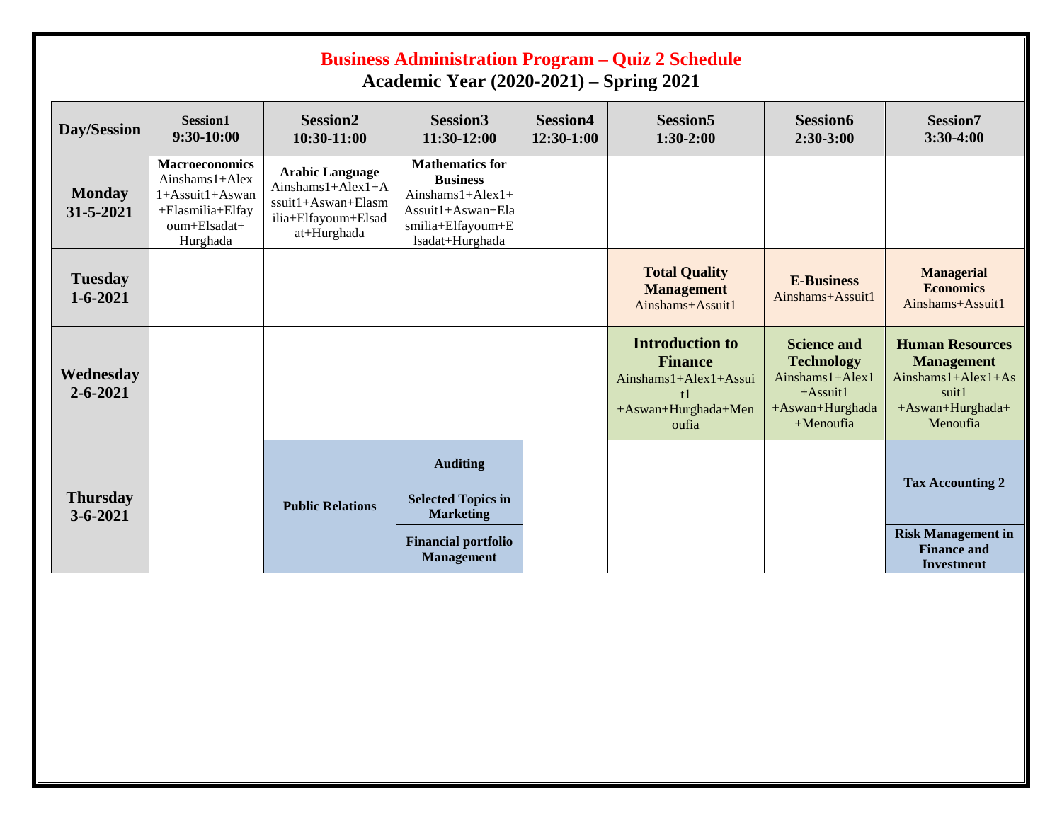# Business Administration Program – Quiz 2 Schedule

## Academic Year (2020-2021) – Spring 2021

| Day/Session | Session1 9:30-10:00 | Session2 10:30-11:00 | Session3 11:30-12:00 | Session4 12:30-1:00 | Session5 1:30-2:00 | Session6 2:30-3:00 | Session7 3:30-4:00 |
|---|---|---|---|---|---|---|---|
| **Monday 31-5-2021** | **Macroeconomics** Ainshams1+Alex1+Assuit1+Aswan+Elasmilia+Elfayoum+Elsadat+Hurghada | **Arabic Language** Ainshams1+Alex1+Assuit1+Aswan+Elasmilia+Elfayoum+Elsadat+Hurghada | **Mathematics for Business** Ainshams1+Alex1+Assuit1+Aswan+Elasmilia+Elfayoum+Elsadat+Hurghada | | | | |
| **Tuesday 1-6-2021** | | | | | **Total Quality Management** Ainshams+Assuit1 | **E-Business** Ainshams+Assuit1 | **Managerial Economics** Ainshams+Assuit1 |
| **Wednesday 2-6-2021** | | | | | **Introduction to Finance** Ainshams1+Alex1+Assuit1 +Aswan+Hurghada+Menoufia | **Science and Technology** Ainshams1+Alex1 +Assuit1 +Aswan+Hurghada +Menoufia | **Human Resources Management** Ainshams1+Alex1+Assuit1 +Aswan+Hurghada+ Menoufia |
| **Thursday 3-6-2021** | | **Public Relations** | **Auditing**<br>**Selected Topics in Marketing**<br>**Financial portfolio Management** | | | | **Tax Accounting 2**<br>**Risk Management in Finance and Investment** |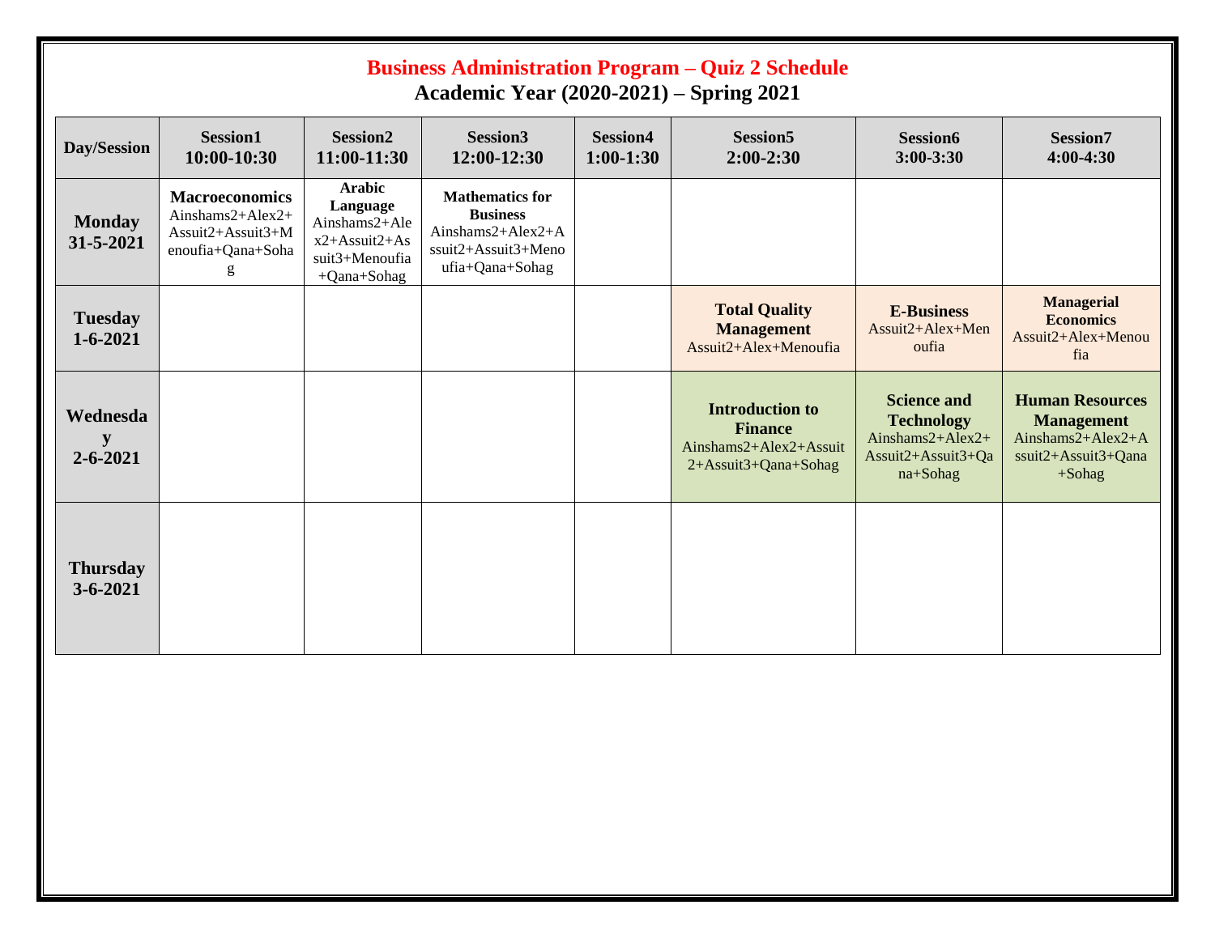# Business Administration Program – Quiz 2 Schedule

## Academic Year (2020-2021) – Spring 2021

| Day/Session | Session1 10:00-10:30 | Session2 11:00-11:30 | Session3 12:00-12:30 | Session4 1:00-1:30 | Session5 2:00-2:30 | Session6 3:00-3:30 | Session7 4:00-4:30 |
|---|---|---|---|---|---|---|---|
| **Monday 31-5-2021** | **Macroeconomics** Ainshams2+Alex2+ Assuit2+Assuit3+Menoufia+Qana+Sohag | **Arabic Language** Ainshams2+Alex2+Assuit2+Assuit3+Menoufia +Qana+Sohag | **Mathematics for Business** Ainshams2+Alex2+Assuit2+Assuit3+Menoufia+Qana+Sohag | | | | |
| **Tuesday 1-6-2021** | | | | | **Total Quality Management** Assuit2+Alex+Menoufia | **E-Business** Assuit2+Alex+Menoufia | **Managerial Economics** Assuit2+Alex+Menoufia |
| **Wednesday 2-6-2021** | | | | | **Introduction to Finance** Ainshams2+Alex2+Assuit2+Assuit3+Qana+Sohag | **Science and Technology** Ainshams2+Alex2+ Assuit2+Assuit3+Qana+Sohag | **Human Resources Management** Ainshams2+Alex2+Assuit2+Assuit3+Qana +Sohag |
| **Thursday 3-6-2021** | | | | | | | |